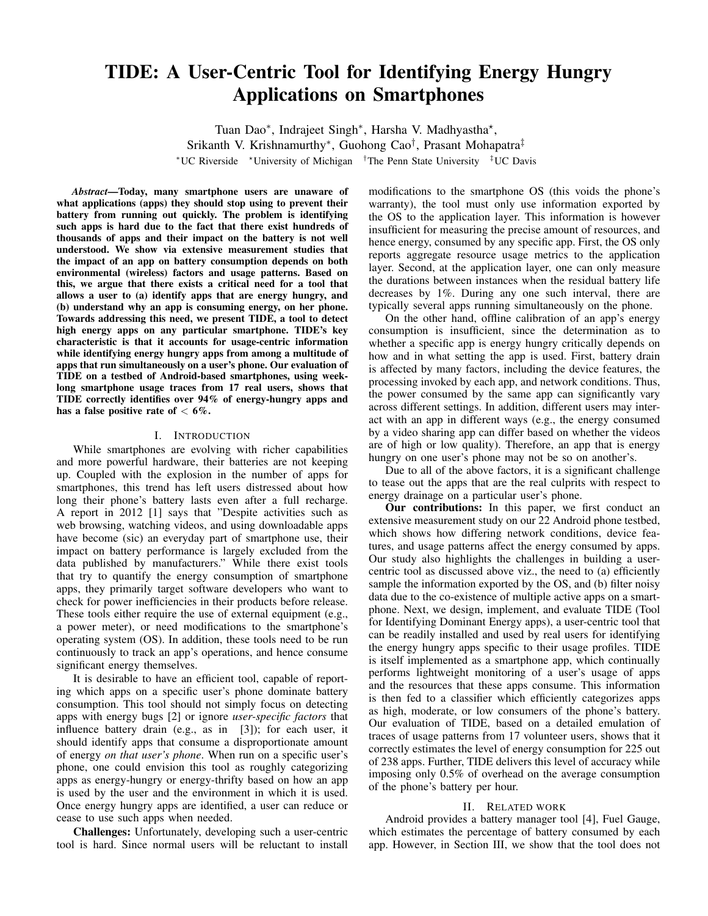# TIDE: A User-Centric Tool for Identifying Energy Hungry Applications on Smartphones

Tuan Dao[*], Indrajeet Singh[*], Harsha V. Madhyastha[⋆], Srikanth V. Krishnamurthy[*], Guohong Cao[†], Prasant Mohapatra[‡]

[*]UC Riverside [⋆]University of Michigan [†]The Penn State University [‡]UC Davis

***Abstract*—Today, many smartphone users are unaware of what applications (apps) they should stop using to prevent their battery from running out quickly. The problem is identifying such apps is hard due to the fact that there exist hundreds of thousands of apps and their impact on the battery is not well understood. We show via extensive measurement studies that the impact of an app on battery consumption depends on both environmental (wireless) factors and usage patterns. Based on this, we argue that there exists a critical need for a tool that allows a user to (a) identify apps that are energy hungry, and (b) understand why an app is consuming energy, on her phone. Towards addressing this need, we present TIDE, a tool to detect high energy apps on any particular smartphone. TIDE's key characteristic is that it accounts for usage-centric information while identifying energy hungry apps from among a multitude of apps that run simultaneously on a user's phone. Our evaluation of TIDE on a testbed of Android-based smartphones, using week-long smartphone usage traces from 17 real users, shows that TIDE correctly identifies over 94% of energy-hungry apps and has a false positive rate of < 6%.**

## I. Introduction

While smartphones are evolving with richer capabilities and more powerful hardware, their batteries are not keeping up. Coupled with the explosion in the number of apps for smartphones, this trend has left users distressed about how long their phone's battery lasts even after a full recharge. A report in 2012 [1] says that "Despite activities such as web browsing, watching videos, and using downloadable apps have become (sic) an everyday part of smartphone use, their impact on battery performance is largely excluded from the data published by manufacturers." While there exist tools that try to quantify the energy consumption of smartphone apps, they primarily target software developers who want to check for power inefficiencies in their products before release. These tools either require the use of external equipment (e.g., a power meter), or need modifications to the smartphone's operating system (OS). In addition, these tools need to be run continuously to track an app's operations, and hence consume significant energy themselves.

It is desirable to have an efficient tool, capable of reporting which apps on a specific user's phone dominate battery consumption. This tool should not simply focus on detecting apps with energy bugs [2] or ignore *user-specific factors* that influence battery drain (e.g., as in [3]); for each user, it should identify apps that consume a disproportionate amount of energy *on that user's phone*. When run on a specific user's phone, one could envision this tool as roughly categorizing apps as energy-hungry or energy-thrifty based on how an app is used by the user and the environment in which it is used. Once energy hungry apps are identified, a user can reduce or cease to use such apps when needed.

**Challenges:** Unfortunately, developing such a user-centric tool is hard. Since normal users will be reluctant to install modifications to the smartphone OS (this voids the phone's warranty), the tool must only use information exported by the OS to the application layer. This information is however insufficient for measuring the precise amount of resources, and hence energy, consumed by any specific app. First, the OS only reports aggregate resource usage metrics to the application layer. Second, at the application layer, one can only measure the durations between instances when the residual battery life decreases by 1%. During any one such interval, there are typically several apps running simultaneously on the phone.

On the other hand, offline calibration of an app's energy consumption is insufficient, since the determination as to whether a specific app is energy hungry critically depends on how and in what setting the app is used. First, battery drain is affected by many factors, including the device features, the processing invoked by each app, and network conditions. Thus, the power consumed by the same app can significantly vary across different settings. In addition, different users may interact with an app in different ways (e.g., the energy consumed by a video sharing app can differ based on whether the videos are of high or low quality). Therefore, an app that is energy hungry on one user's phone may not be so on another's.

Due to all of the above factors, it is a significant challenge to tease out the apps that are the real culprits with respect to energy drainage on a particular user's phone.

**Our contributions:** In this paper, we first conduct an extensive measurement study on our 22 Android phone testbed, which shows how differing network conditions, device features, and usage patterns affect the energy consumed by apps. Our study also highlights the challenges in building a user-centric tool as discussed above viz., the need to (a) efficiently sample the information exported by the OS, and (b) filter noisy data due to the co-existence of multiple active apps on a smartphone. Next, we design, implement, and evaluate TIDE (Tool for Identifying Dominant Energy apps), a user-centric tool that can be readily installed and used by real users for identifying the energy hungry apps specific to their usage profiles. TIDE is itself implemented as a smartphone app, which continually performs lightweight monitoring of a user's usage of apps and the resources that these apps consume. This information is then fed to a classifier which efficiently categorizes apps as high, moderate, or low consumers of the phone's battery. Our evaluation of TIDE, based on a detailed emulation of traces of usage patterns from 17 volunteer users, shows that it correctly estimates the level of energy consumption for 225 out of 238 apps. Further, TIDE delivers this level of accuracy while imposing only 0.5% of overhead on the average consumption of the phone's battery per hour.

## II. Related work

Android provides a battery manager tool [4], Fuel Gauge, which estimates the percentage of battery consumed by each app. However, in Section III, we show that the tool does not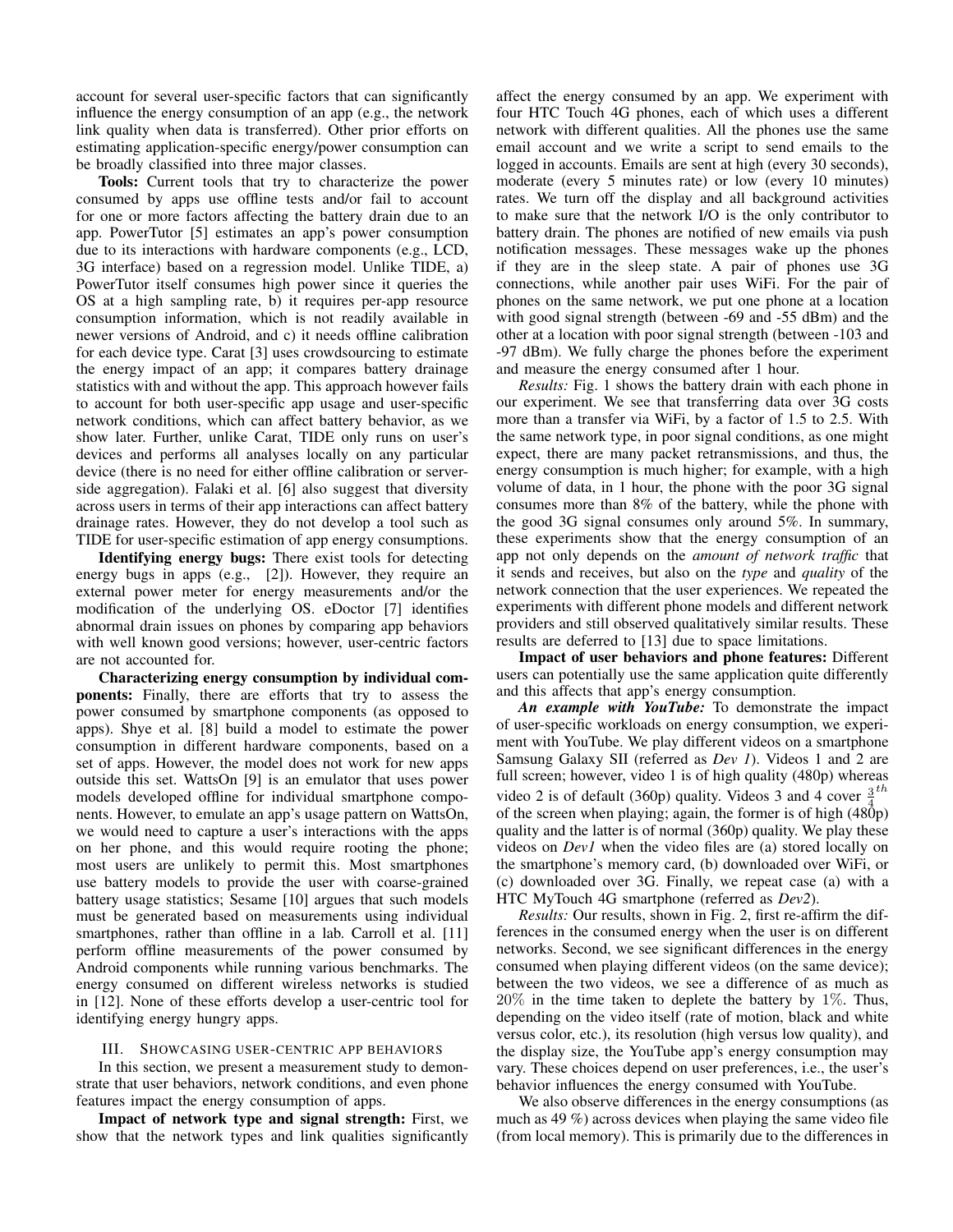account for several user-specific factors that can significantly influence the energy consumption of an app (e.g., the network link quality when data is transferred). Other prior efforts on estimating application-specific energy/power consumption can be broadly classified into three major classes.

**Tools:** Current tools that try to characterize the power consumed by apps use offline tests and/or fail to account for one or more factors affecting the battery drain due to an app. PowerTutor [5] estimates an app's power consumption due to its interactions with hardware components (e.g., LCD, 3G interface) based on a regression model. Unlike TIDE, a) PowerTutor itself consumes high power since it queries the OS at a high sampling rate, b) it requires per-app resource consumption information, which is not readily available in newer versions of Android, and c) it needs offline calibration for each device type. Carat [3] uses crowdsourcing to estimate the energy impact of an app; it compares battery drainage statistics with and without the app. This approach however fails to account for both user-specific app usage and user-specific network conditions, which can affect battery behavior, as we show later. Further, unlike Carat, TIDE only runs on user's devices and performs all analyses locally on any particular device (there is no need for either offline calibration or server-side aggregation). Falaki et al. [6] also suggest that diversity across users in terms of their app interactions can affect battery drainage rates. However, they do not develop a tool such as TIDE for user-specific estimation of app energy consumptions.

**Identifying energy bugs:** There exist tools for detecting energy bugs in apps (e.g., [2]). However, they require an external power meter for energy measurements and/or the modification of the underlying OS. eDoctor [7] identifies abnormal drain issues on phones by comparing app behaviors with well known good versions; however, user-centric factors are not accounted for.

**Characterizing energy consumption by individual components:** Finally, there are efforts that try to assess the power consumed by smartphone components (as opposed to apps). Shye et al. [8] build a model to estimate the power consumption in different hardware components, based on a set of apps. However, the model does not work for new apps outside this set. WattsOn [9] is an emulator that uses power models developed offline for individual smartphone components. However, to emulate an app's usage pattern on WattsOn, we would need to capture a user's interactions with the apps on her phone, and this would require rooting the phone; most users are unlikely to permit this. Most smartphones use battery models to provide the user with coarse-grained battery usage statistics; Sesame [10] argues that such models must be generated based on measurements using individual smartphones, rather than offline in a lab. Carroll et al. [11] perform offline measurements of the power consumed by Android components while running various benchmarks. The energy consumed on different wireless networks is studied in [12]. None of these efforts develop a user-centric tool for identifying energy hungry apps.

## III. Showcasing user-centric app behaviors

In this section, we present a measurement study to demonstrate that user behaviors, network conditions, and even phone features impact the energy consumption of apps.

**Impact of network type and signal strength:** First, we show that the network types and link qualities significantly affect the energy consumed by an app. We experiment with four HTC Touch 4G phones, each of which uses a different network with different qualities. All the phones use the same email account and we write a script to send emails to the logged in accounts. Emails are sent at high (every 30 seconds), moderate (every 5 minutes rate) or low (every 10 minutes) rates. We turn off the display and all background activities to make sure that the network I/O is the only contributor to battery drain. The phones are notified of new emails via push notification messages. These messages wake up the phones if they are in the sleep state. A pair of phones use 3G connections, while another pair uses WiFi. For the pair of phones on the same network, we put one phone at a location with good signal strength (between -69 and -55 dBm) and the other at a location with poor signal strength (between -103 and -97 dBm). We fully charge the phones before the experiment and measure the energy consumed after 1 hour.

*Results:* Fig. 1 shows the battery drain with each phone in our experiment. We see that transferring data over 3G costs more than a transfer via WiFi, by a factor of 1.5 to 2.5. With the same network type, in poor signal conditions, as one might expect, there are many packet retransmissions, and thus, the energy consumption is much higher; for example, with a high volume of data, in 1 hour, the phone with the poor 3G signal consumes more than 8% of the battery, while the phone with the good 3G signal consumes only around 5%. In summary, these experiments show that the energy consumption of an app not only depends on the *amount of network traffic* that it sends and receives, but also on the *type* and *quality* of the network connection that the user experiences. We repeated the experiments with different phone models and different network providers and still observed qualitatively similar results. These results are deferred to [13] due to space limitations.

**Impact of user behaviors and phone features:** Different users can potentially use the same application quite differently and this affects that app's energy consumption.

***An example with YouTube:*** To demonstrate the impact of user-specific workloads on energy consumption, we experiment with YouTube. We play different videos on a smartphone Samsung Galaxy SII (referred as *Dev 1*). Videos 1 and 2 are full screen; however, video 1 is of high quality (480p) whereas video 2 is of default (360p) quality. Videos 3 and 4 cover $\frac{3}{4}^{th}$ of the screen when playing; again, the former is of high (480p) quality and the latter is of normal (360p) quality. We play these videos on *Dev1* when the video files are (a) stored locally on the smartphone's memory card, (b) downloaded over WiFi, or (c) downloaded over 3G. Finally, we repeat case (a) with a HTC MyTouch 4G smartphone (referred as *Dev2*).

*Results:* Our results, shown in Fig. 2, first re-affirm the differences in the consumed energy when the user is on different networks. Second, we see significant differences in the energy consumed when playing different videos (on the same device); between the two videos, we see a difference of as much as $20\%$ in the time taken to deplete the battery by $1\%$. Thus, depending on the video itself (rate of motion, black and white versus color, etc.), its resolution (high versus low quality), and the display size, the YouTube app's energy consumption may vary. These choices depend on user preferences, i.e., the user's behavior influences the energy consumed with YouTube.

We also observe differences in the energy consumptions (as much as 49 %) across devices when playing the same video file (from local memory). This is primarily due to the differences in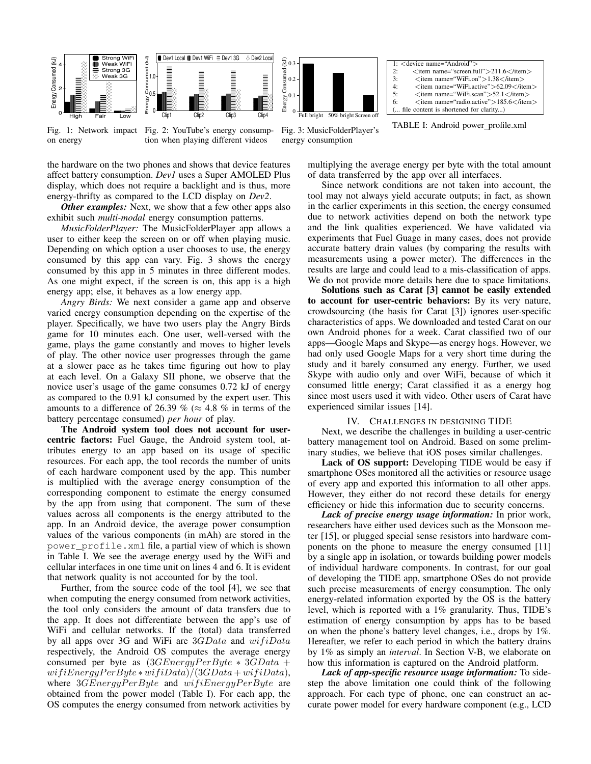Fig. 1: Network impact on energy

Fig. 2: YouTube's energy consumption when playing different videos

Fig. 3: MusicFolderPlayer's energy consumption

```
1: <device name="Android">
2:     <item name="screen.full">211.6</item>
3:     <item name="WiFi.on">1.38</item>
4:     <item name="WiFi.active">62.09</item>
5:     <item name="WiFi.scan">52.1</item>
6:     <item name="radio.active">185.6</item>
(... file content is shortened for clarity...)
```

TABLE I: Android power_profile.xml

the hardware on the two phones and shows that device features affect battery consumption. *Dev1* uses a Super AMOLED Plus display, which does not require a backlight and is thus, more energy-thrifty as compared to the LCD display on *Dev2*.

***Other examples:*** Next, we show that a few other apps also exhibit such *multi-modal* energy consumption patterns.

*MusicFolderPlayer:* The MusicFolderPlayer app allows a user to either keep the screen on or off when playing music. Depending on which option a user chooses to use, the energy consumed by this app can vary. Fig. 3 shows the energy consumed by this app in 5 minutes in three different modes. As one might expect, if the screen is on, this app is a high energy app; else, it behaves as a low energy app.

*Angry Birds:* We next consider a game app and observe varied energy consumption depending on the expertise of the player. Specifically, we have two users play the Angry Birds game for 10 minutes each. One user, well-versed with the game, plays the game constantly and moves to higher levels of play. The other novice user progresses through the game at a slower pace as he takes time figuring out how to play at each level. On a Galaxy SII phone, we observe that the novice user's usage of the game consumes 0.72 kJ of energy as compared to the 0.91 kJ consumed by the expert user. This amounts to a difference of 26.39 % ($\approx$ 4.8 % in terms of the battery percentage consumed) *per hour* of play.

**The Android system tool does not account for user-centric factors:** Fuel Gauge, the Android system tool, attributes energy to an app based on its usage of specific resources. For each app, the tool records the number of units of each hardware component used by the app. This number is multiplied with the average energy consumption of the corresponding component to estimate the energy consumed by the app from using that component. The sum of these values across all components is the energy attributed to the app. In an Android device, the average power consumption values of the various components (in mAh) are stored in the `power_profile.xml` file, a partial view of which is shown in Table I. We see the average energy used by the WiFi and cellular interfaces in one time unit on lines 4 and 6. It is evident that network quality is not accounted for by the tool.

Further, from the source code of the tool [4], we see that when computing the energy consumed from network activities, the tool only considers the amount of data transfers due to the app. It does not differentiate between the app's use of WiFi and cellular networks. If the (total) data transferred by all apps over 3G and WiFi are $3GData$ and $wifiData$ respectively, the Android OS computes the average energy consumed per byte as $(3GEnergyPerByte * 3GData + wifiEnergyPerByte * wifiData)/(3GData + wifiData)$, where $3GEnergyPerByte$ and $wifiEnergyPerByte$ are obtained from the power model (Table I). For each app, the OS computes the energy consumed from network activities by multiplying the average energy per byte with the total amount of data transferred by the app over all interfaces.

Since network conditions are not taken into account, the tool may not always yield accurate outputs; in fact, as shown in the earlier experiments in this section, the energy consumed due to network activities depend on both the network type and the link qualities experienced. We have validated via experiments that Fuel Guage in many cases, does not provide accurate battery drain values (by comparing the results with measurements using a power meter). The differences in the results are large and could lead to a mis-classification of apps. We do not provide more details here due to space limitations.

**Solutions such as Carat [3] cannot be easily extended to account for user-centric behaviors:** By its very nature, crowdsourcing (the basis for Carat [3]) ignores user-specific characteristics of apps. We downloaded and tested Carat on our own Android phones for a week. Carat classified two of our apps—Google Maps and Skype—as energy hogs. However, we had only used Google Maps for a very short time during the study and it barely consumed any energy. Further, we used Skype with audio only and over WiFi, because of which it consumed little energy; Carat classified it as a energy hog since most users used it with video. Other users of Carat have experienced similar issues [14].

## IV. Challenges in designing TIDE

Next, we describe the challenges in building a user-centric battery management tool on Android. Based on some preliminary studies, we believe that iOS poses similar challenges.

**Lack of OS support:** Developing TIDE would be easy if smartphone OSes monitored all the activities or resource usage of every app and exported this information to all other apps. However, they either do not record these details for energy efficiency or hide this information due to security concerns.

***Lack of precise energy usage information:*** In prior work, researchers have either used devices such as the Monsoon meter [15], or plugged special sense resistors into hardware components on the phone to measure the energy consumed [11] by a single app in isolation, or towards building power models of individual hardware components. In contrast, for our goal of developing the TIDE app, smartphone OSes do not provide such precise measurements of energy consumption. The only energy-related information exported by the OS is the battery level, which is reported with a 1% granularity. Thus, TIDE's estimation of energy consumption by apps has to be based on when the phone's battery level changes, i.e., drops by 1%. Hereafter, we refer to each period in which the battery drains by 1% as simply an *interval*. In Section V-B, we elaborate on how this information is captured on the Android platform.

***Lack of app-specific resource usage information:*** To sidestep the above limitation one could think of the following approach. For each type of phone, one can construct an accurate power model for every hardware component (e.g., LCD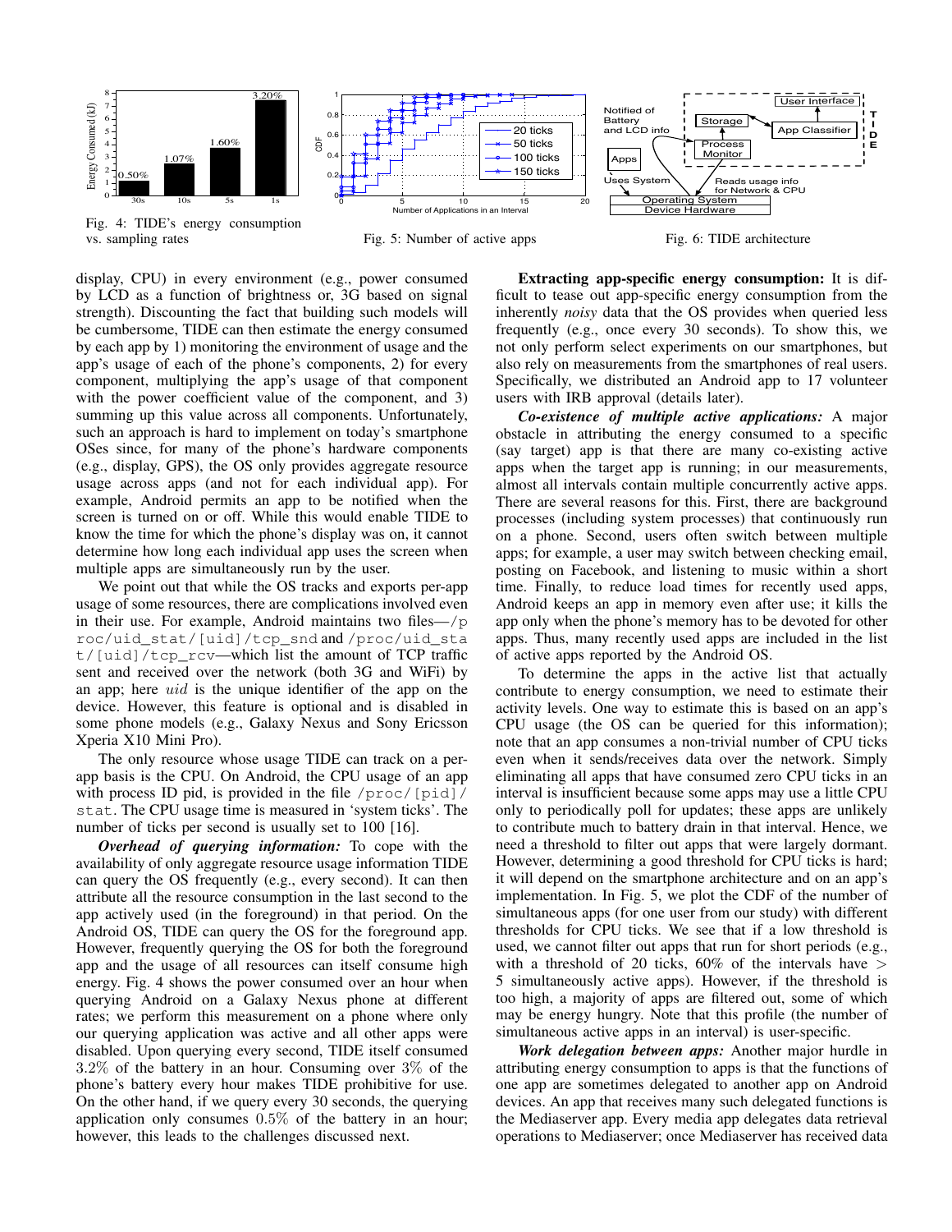Energy Consumed (kJ)

0.50% 1.07% 1.60% 3.20%

30s 10s 5s 1s

Fig. 4: TIDE's energy consumption vs. sampling rates

CDF

Number of Applications in an Interval

20 ticks
50 ticks
100 ticks
150 ticks

Fig. 5: Number of active apps

User Interface
Storage
App Classifier
Process Monitor
Apps
Notified of Battery and LCD info
Uses System
Reads usage info for Network & CPU
Operating System
Device Hardware
TIDE

Fig. 6: TIDE architecture

display, CPU) in every environment (e.g., power consumed by LCD as a function of brightness or, 3G based on signal strength). Discounting the fact that building such models will be cumbersome, TIDE can then estimate the energy consumed by each app by 1) monitoring the environment of usage and the app's usage of each of the phone's components, 2) for every component, multiplying the app's usage of that component with the power coefficient value of the component, and 3) summing up this value across all components. Unfortunately, such an approach is hard to implement on today's smartphone OSes since, for many of the phone's hardware components (e.g., display, GPS), the OS only provides aggregate resource usage across apps (and not for each individual app). For example, Android permits an app to be notified when the screen is turned on or off. While this would enable TIDE to know the time for which the phone's display was on, it cannot determine how long each individual app uses the screen when multiple apps are simultaneously run by the user.

We point out that while the OS tracks and exports per-app usage of some resources, there are complications involved even in their use. For example, Android maintains two files—`/proc/uid_stat/[uid]/tcp_snd` and `/proc/uid_stat/[uid]/tcp_rcv`—which list the amount of TCP traffic sent and received over the network (both 3G and WiFi) by an app; here $uid$ is the unique identifier of the app on the device. However, this feature is optional and is disabled in some phone models (e.g., Galaxy Nexus and Sony Ericsson Xperia X10 Mini Pro).

The only resource whose usage TIDE can track on a per-app basis is the CPU. On Android, the CPU usage of an app with process ID pid, is provided in the file `/proc/[pid]/stat`. The CPU usage time is measured in 'system ticks'. The number of ticks per second is usually set to 100 [16].

***Overhead of querying information:*** To cope with the availability of only aggregate resource usage information TIDE can query the OS frequently (e.g., every second). It can then attribute all the resource consumption in the last second to the app actively used (in the foreground) in that period. On the Android OS, TIDE can query the OS for the foreground app. However, frequently querying the OS for both the foreground app and the usage of all resources can itself consume high energy. Fig. 4 shows the power consumed over an hour when querying Android on a Galaxy Nexus phone at different rates; we perform this measurement on a phone where only our querying application was active and all other apps were disabled. Upon querying every second, TIDE itself consumed $3.2\%$ of the battery in an hour. Consuming over $3\%$ of the phone's battery every hour makes TIDE prohibitive for use. On the other hand, if we query every 30 seconds, the querying application only consumes $0.5\%$ of the battery in an hour; however, this leads to the challenges discussed next.

**Extracting app-specific energy consumption:** It is difficult to tease out app-specific energy consumption from the inherently *noisy* data that the OS provides when queried less frequently (e.g., once every 30 seconds). To show this, we not only perform select experiments on our smartphones, but also rely on measurements from the smartphones of real users. Specifically, we distributed an Android app to 17 volunteer users with IRB approval (details later).

***Co-existence of multiple active applications:*** A major obstacle in attributing the energy consumed to a specific (say target) app is that there are many co-existing active apps when the target app is running; in our measurements, almost all intervals contain multiple concurrently active apps. There are several reasons for this. First, there are background processes (including system processes) that continuously run on a phone. Second, users often switch between multiple apps; for example, a user may switch between checking email, posting on Facebook, and listening to music within a short time. Finally, to reduce load times for recently used apps, Android keeps an app in memory even after use; it kills the app only when the phone's memory has to be devoted for other apps. Thus, many recently used apps are included in the list of active apps reported by the Android OS.

To determine the apps in the active list that actually contribute to energy consumption, we need to estimate their activity levels. One way to estimate this is based on an app's CPU usage (the OS can be queried for this information); note that an app consumes a non-trivial number of CPU ticks even when it sends/receives data over the network. Simply eliminating all apps that have consumed zero CPU ticks in an interval is insufficient because some apps may use a little CPU only to periodically poll for updates; these apps are unlikely to contribute much to battery drain in that interval. Hence, we need a threshold to filter out apps that were largely dormant. However, determining a good threshold for CPU ticks is hard; it will depend on the smartphone architecture and on an app's implementation. In Fig. 5, we plot the CDF of the number of simultaneous apps (for one user from our study) with different thresholds for CPU ticks. We see that if a low threshold is used, we cannot filter out apps that run for short periods (e.g., with a threshold of 20 ticks, 60% of the intervals have $>$ 5 simultaneously active apps). However, if the threshold is too high, a majority of apps are filtered out, some of which may be energy hungry. Note that this profile (the number of simultaneous active apps in an interval) is user-specific.

***Work delegation between apps:*** Another major hurdle in attributing energy consumption to apps is that the functions of one app are sometimes delegated to another app on Android devices. An app that receives many such delegated functions is the Mediaserver app. Every media app delegates data retrieval operations to Mediaserver; once Mediaserver has received data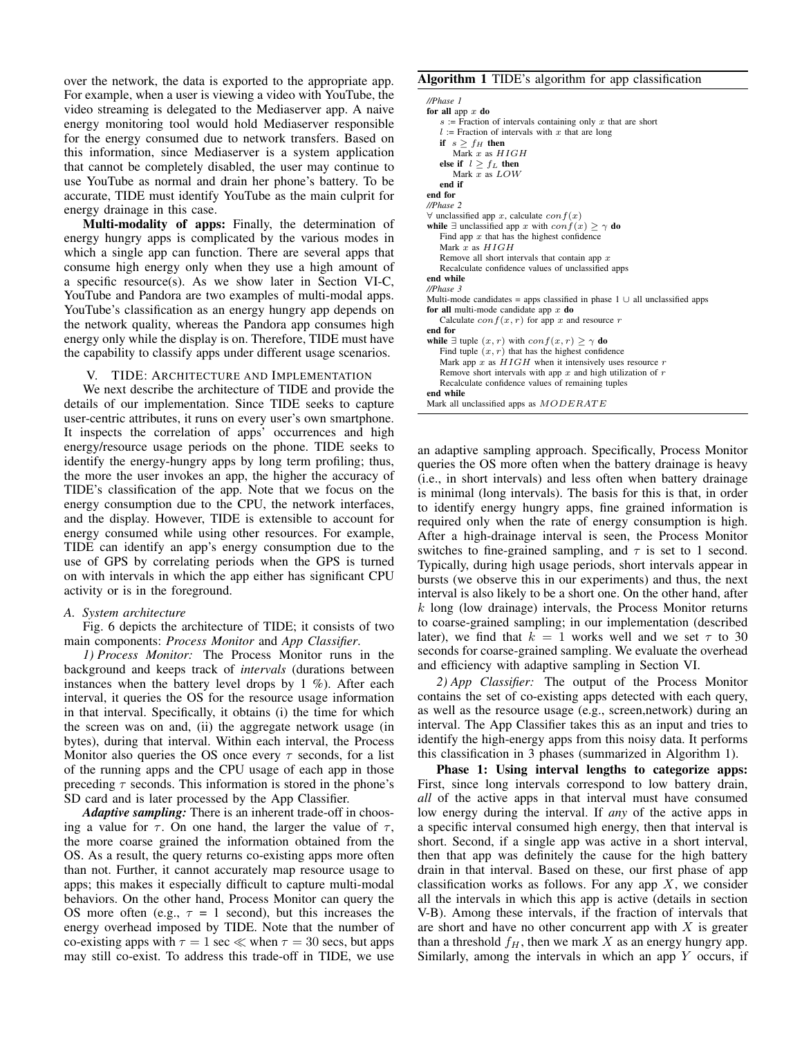over the network, the data is exported to the appropriate app. For example, when a user is viewing a video with YouTube, the video streaming is delegated to the Mediaserver app. A naive energy monitoring tool would hold Mediaserver responsible for the energy consumed due to network transfers. Based on this information, since Mediaserver is a system application that cannot be completely disabled, the user may continue to use YouTube as normal and drain her phone's battery. To be accurate, TIDE must identify YouTube as the main culprit for energy drainage in this case.

**Multi-modality of apps:** Finally, the determination of energy hungry apps is complicated by the various modes in which a single app can function. There are several apps that consume high energy only when they use a high amount of a specific resource(s). As we show later in Section VI-C, YouTube and Pandora are two examples of multi-modal apps. YouTube's classification as an energy hungry app depends on the network quality, whereas the Pandora app consumes high energy only while the display is on. Therefore, TIDE must have the capability to classify apps under different usage scenarios.

## V. TIDE: Architecture and Implementation

We next describe the architecture of TIDE and provide the details of our implementation. Since TIDE seeks to capture user-centric attributes, it runs on every user's own smartphone. It inspects the correlation of apps' occurrences and high energy/resource usage periods on the phone. TIDE seeks to identify the energy-hungry apps by long term profiling; thus, the more the user invokes an app, the higher the accuracy of TIDE's classification of the app. Note that we focus on the energy consumption due to the CPU, the network interfaces, and the display. However, TIDE is extensible to account for energy consumed while using other resources. For example, TIDE can identify an app's energy consumption due to the use of GPS by correlating periods when the GPS is turned on with intervals in which the app either has significant CPU activity or is in the foreground.

### A. System architecture

Fig. 6 depicts the architecture of TIDE; it consists of two main components: *Process Monitor* and *App Classifier*.

*1) Process Monitor:* The Process Monitor runs in the background and keeps track of *intervals* (durations between instances when the battery level drops by 1 %). After each interval, it queries the OS for the resource usage information in that interval. Specifically, it obtains (i) the time for which the screen was on and, (ii) the aggregate network usage (in bytes), during that interval. Within each interval, the Process Monitor also queries the OS once every $\tau$ seconds, for a list of the running apps and the CPU usage of each app in those preceding $\tau$ seconds. This information is stored in the phone's SD card and is later processed by the App Classifier.

***Adaptive sampling:*** There is an inherent trade-off in choosing a value for $\tau$. On one hand, the larger the value of $\tau$, the more coarse grained the information obtained from the OS. As a result, the query returns co-existing apps more often than not. Further, it cannot accurately map resource usage to apps; this makes it especially difficult to capture multi-modal behaviors. On the other hand, Process Monitor can query the OS more often (e.g., $\tau$ = 1 second), but this increases the energy overhead imposed by TIDE. Note that the number of co-existing apps with $\tau = 1$ sec $\ll$ when $\tau = 30$ secs, but apps may still co-exist. To address this trade-off in TIDE, we use an adaptive sampling approach. Specifically, Process Monitor queries the OS more often when the battery drainage is heavy (i.e., in short intervals) and less often when battery drainage is minimal (long intervals). The basis for this is that, in order to identify energy hungry apps, fine grained information is required only when the rate of energy consumption is high. After a high-drainage interval is seen, the Process Monitor switches to fine-grained sampling, and $\tau$ is set to 1 second. Typically, during high usage periods, short intervals appear in bursts (we observe this in our experiments) and thus, the next interval is also likely to be a short one. On the other hand, after $k$ long (low drainage) intervals, the Process Monitor returns to coarse-grained sampling; in our implementation (described later), we find that $k = 1$ works well and we set $\tau$ to 30 seconds for coarse-grained sampling. We evaluate the overhead and efficiency with adaptive sampling in Section VI.

*2) App Classifier:* The output of the Process Monitor contains the set of co-existing apps detected with each query, as well as the resource usage (e.g., screen,network) during an interval. The App Classifier takes this as an input and tries to identify the high-energy apps from this noisy data. It performs this classification in 3 phases (summarized in Algorithm 1).

**Algorithm 1** TIDE's algorithm for app classification

```
//Phase 1
for all app x do
    s := Fraction of intervals containing only x that are short
    l := Fraction of intervals with x that are long
    if s ≥ f_H then
        Mark x as HIGH
    else if l ≥ f_L then
        Mark x as LOW
    end if
end for
//Phase 2
∀ unclassified app x, calculate conf(x)
while ∃ unclassified app x with conf(x) ≥ γ do
    Find app x that has the highest confidence
    Mark x as HIGH
    Remove all short intervals that contain app x
    Recalculate confidence values of unclassified apps
end while
//Phase 3
Multi-mode candidates = apps classified in phase 1 ∪ all unclassified apps
for all multi-mode candidate app x do
    Calculate conf(x, r) for app x and resource r
end for
while ∃ tuple (x, r) with conf(x, r) ≥ γ do
    Find tuple (x, r) that has the highest confidence
    Mark app x as HIGH when it intensively uses resource r
    Remove short intervals with app x and high utilization of r
    Recalculate confidence values of remaining tuples
end while
Mark all unclassified apps as MODERATE
```

**Phase 1: Using interval lengths to categorize apps:** First, since long intervals correspond to low battery drain, *all* of the active apps in that interval must have consumed low energy during the interval. If *any* of the active apps in a specific interval consumed high energy, then that interval is short. Second, if a single app was active in a short interval, then that app was definitely the cause for the high battery drain in that interval. Based on these, our first phase of app classification works as follows. For any app $X$, we consider all the intervals in which this app is active (details in section V-B). Among these intervals, if the fraction of intervals that are short and have no other concurrent app with $X$ is greater than a threshold $f_H$, then we mark $X$ as an energy hungry app. Similarly, among the intervals in which an app $Y$ occurs, if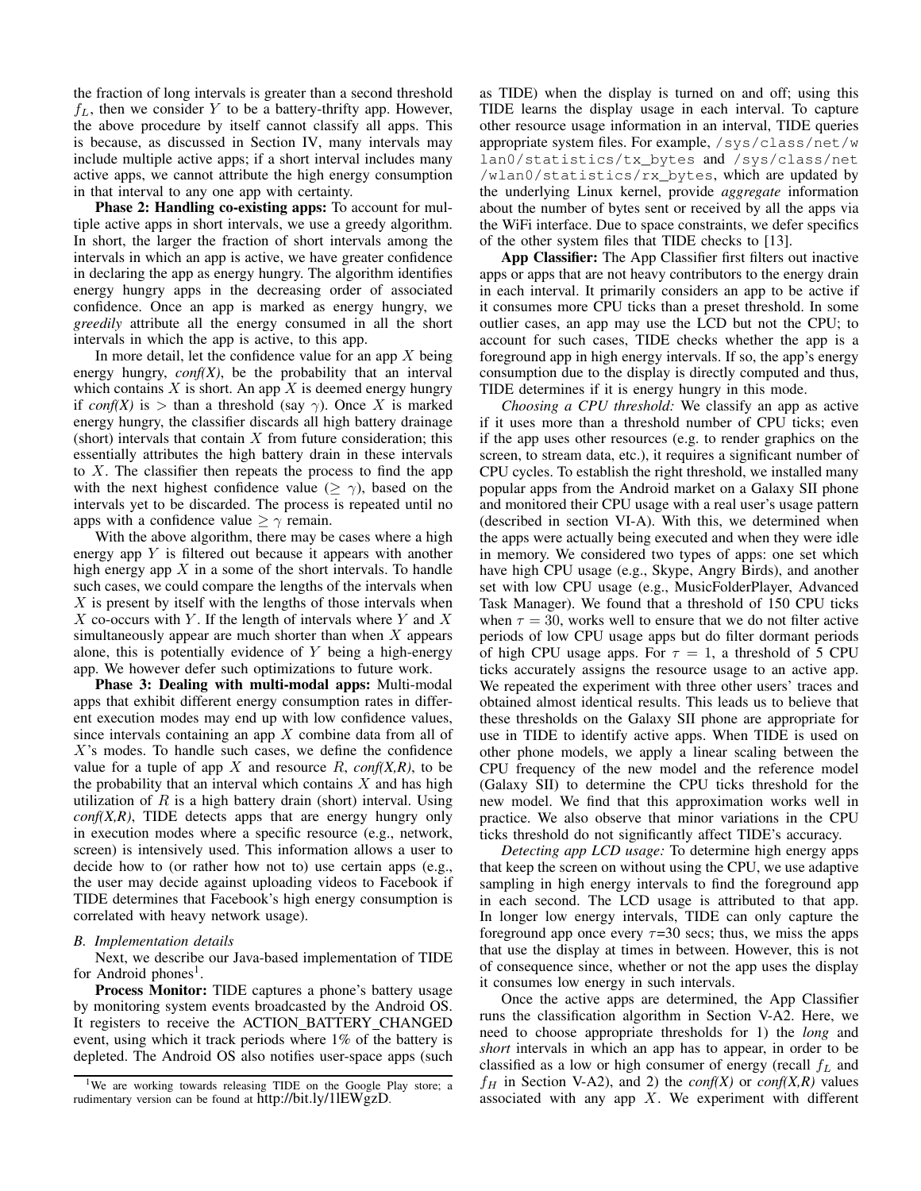the fraction of long intervals is greater than a second threshold $f_L$, then we consider $Y$ to be a battery-thrifty app. However, the above procedure by itself cannot classify all apps. This is because, as discussed in Section IV, many intervals may include multiple active apps; if a short interval includes many active apps, we cannot attribute the high energy consumption in that interval to any one app with certainty.

**Phase 2: Handling co-existing apps:** To account for multiple active apps in short intervals, we use a greedy algorithm. In short, the larger the fraction of short intervals among the intervals in which an app is active, we have greater confidence in declaring the app as energy hungry. The algorithm identifies energy hungry apps in the decreasing order of associated confidence. Once an app is marked as energy hungry, we *greedily* attribute all the energy consumed in all the short intervals in which the app is active, to this app.

In more detail, let the confidence value for an app $X$ being energy hungry, *conf(X)*, be the probability that an interval which contains $X$ is short. An app $X$ is deemed energy hungry if *conf(X)* is $>$ than a threshold (say $\gamma$). Once $X$ is marked energy hungry, the classifier discards all high battery drainage (short) intervals that contain $X$ from future consideration; this essentially attributes the high battery drain in these intervals to $X$. The classifier then repeats the process to find the app with the next highest confidence value ($\geq \gamma$), based on the intervals yet to be discarded. The process is repeated until no apps with a confidence value $\geq \gamma$ remain.

With the above algorithm, there may be cases where a high energy app $Y$ is filtered out because it appears with another high energy app $X$ in a some of the short intervals. To handle such cases, we could compare the lengths of the intervals when $X$ is present by itself with the lengths of those intervals when $X$ co-occurs with $Y$. If the length of intervals where $Y$ and $X$ simultaneously appear are much shorter than when $X$ appears alone, this is potentially evidence of $Y$ being a high-energy app. We however defer such optimizations to future work.

**Phase 3: Dealing with multi-modal apps:** Multi-modal apps that exhibit different energy consumption rates in different execution modes may end up with low confidence values, since intervals containing an app $X$ combine data from all of $X$'s modes. To handle such cases, we define the confidence value for a tuple of app $X$ and resource $R$, *conf(X,R)*, to be the probability that an interval which contains $X$ and has high utilization of $R$ is a high battery drain (short) interval. Using *conf(X,R)*, TIDE detects apps that are energy hungry only in execution modes where a specific resource (e.g., network, screen) is intensively used. This information allows a user to decide how to (or rather how not to) use certain apps (e.g., the user may decide against uploading videos to Facebook if TIDE determines that Facebook's high energy consumption is correlated with heavy network usage).

### B. Implementation details

Next, we describe our Java-based implementation of TIDE for Android phones[1].

**Process Monitor:** TIDE captures a phone's battery usage by monitoring system events broadcasted by the Android OS. It registers to receive the ACTION_BATTERY_CHANGED event, using which it track periods where 1% of the battery is depleted. The Android OS also notifies user-space apps (such as TIDE) when the display is turned on and off; using this TIDE learns the display usage in each interval. To capture other resource usage information in an interval, TIDE queries appropriate system files. For example, `/sys/class/net/wlan0/statistics/tx_bytes` and `/sys/class/net/wlan0/statistics/rx_bytes`, which are updated by the underlying Linux kernel, provide *aggregate* information about the number of bytes sent or received by all the apps via the WiFi interface. Due to space constraints, we defer specifics of the other system files that TIDE checks to [13].

**App Classifier:** The App Classifier first filters out inactive apps or apps that are not heavy contributors to the energy drain in each interval. It primarily considers an app to be active if it consumes more CPU ticks than a preset threshold. In some outlier cases, an app may use the LCD but not the CPU; to account for such cases, TIDE checks whether the app is a foreground app in high energy intervals. If so, the app's energy consumption due to the display is directly computed and thus, TIDE determines if it is energy hungry in this mode.

*Choosing a CPU threshold:* We classify an app as active if it uses more than a threshold number of CPU ticks; even if the app uses other resources (e.g. to render graphics on the screen, to stream data, etc.), it requires a significant number of CPU cycles. To establish the right threshold, we installed many popular apps from the Android market on a Galaxy SII phone and monitored their CPU usage with a real user's usage pattern (described in section VI-A). With this, we determined when the apps were actually being executed and when they were idle in memory. We considered two types of apps: one set which have high CPU usage (e.g., Skype, Angry Birds), and another set with low CPU usage (e.g., MusicFolderPlayer, Advanced Task Manager). We found that a threshold of 150 CPU ticks when $\tau = 30$, works well to ensure that we do not filter active periods of low CPU usage apps but do filter dormant periods of high CPU usage apps. For $\tau = 1$, a threshold of 5 CPU ticks accurately assigns the resource usage to an active app. We repeated the experiment with three other users' traces and obtained almost identical results. This leads us to believe that these thresholds on the Galaxy SII phone are appropriate for use in TIDE to identify active apps. When TIDE is used on other phone models, we apply a linear scaling between the CPU frequency of the new model and the reference model (Galaxy SII) to determine the CPU ticks threshold for the new model. We find that this approximation works well in practice. We also observe that minor variations in the CPU ticks threshold do not significantly affect TIDE's accuracy.

*Detecting app LCD usage:* To determine high energy apps that keep the screen on without using the CPU, we use adaptive sampling in high energy intervals to find the foreground app in each second. The LCD usage is attributed to that app. In longer low energy intervals, TIDE can only capture the foreground app once every $\tau$=30 secs; thus, we miss the apps that use the display at times in between. However, this is not of consequence since, whether or not the app uses the display it consumes low energy in such intervals.

Once the active apps are determined, the App Classifier runs the classification algorithm in Section V-A2. Here, we need to choose appropriate thresholds for 1) the *long* and *short* intervals in which an app has to appear, in order to be classified as a low or high consumer of energy (recall $f_L$ and $f_H$ in Section V-A2), and 2) the *conf(X)* or *conf(X,R)* values associated with any app $X$. We experiment with different

[1] We are working towards releasing TIDE on the Google Play store; a rudimentary version can be found at http://bit.ly/1lEWgzD.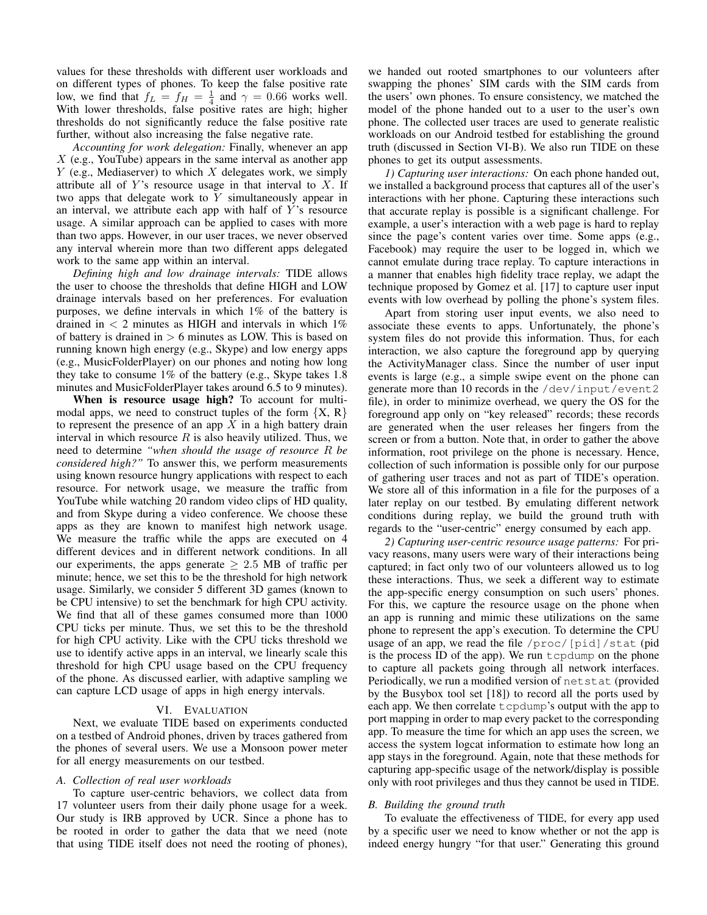values for these thresholds with different user workloads and on different types of phones. To keep the false positive rate low, we find that $f_L = f_H = \frac{1}{4}$ and $\gamma = 0.66$ works well. With lower thresholds, false positive rates are high; higher thresholds do not significantly reduce the false positive rate further, without also increasing the false negative rate.

*Accounting for work delegation:* Finally, whenever an app $X$ (e.g., YouTube) appears in the same interval as another app $Y$ (e.g., Mediaserver) to which $X$ delegates work, we simply attribute all of $Y$'s resource usage in that interval to $X$. If two apps that delegate work to $Y$ simultaneously appear in an interval, we attribute each app with half of $Y$'s resource usage. A similar approach can be applied to cases with more than two apps. However, in our user traces, we never observed any interval wherein more than two different apps delegated work to the same app within an interval.

*Defining high and low drainage intervals:* TIDE allows the user to choose the thresholds that define HIGH and LOW drainage intervals based on her preferences. For evaluation purposes, we define intervals in which 1% of the battery is drained in $< 2$ minutes as HIGH and intervals in which 1% of battery is drained in $> 6$ minutes as LOW. This is based on running known high energy (e.g., Skype) and low energy apps (e.g., MusicFolderPlayer) on our phones and noting how long they take to consume 1% of the battery (e.g., Skype takes 1.8 minutes and MusicFolderPlayer takes around 6.5 to 9 minutes).

**When is resource usage high?** To account for multi-modal apps, we need to construct tuples of the form {X, R} to represent the presence of an app $X$ in a high battery drain interval in which resource $R$ is also heavily utilized. Thus, we need to determine *"when should the usage of resource $R$ be considered high?"* To answer this, we perform measurements using known resource hungry applications with respect to each resource. For network usage, we measure the traffic from YouTube while watching 20 random video clips of HD quality, and from Skype during a video conference. We choose these apps as they are known to manifest high network usage. We measure the traffic while the apps are executed on 4 different devices and in different network conditions. In all our experiments, the apps generate $\geq 2.5$ MB of traffic per minute; hence, we set this to be the threshold for high network usage. Similarly, we consider 5 different 3D games (known to be CPU intensive) to set the benchmark for high CPU activity. We find that all of these games consumed more than 1000 CPU ticks per minute. Thus, we set this to be the threshold for high CPU activity. Like with the CPU ticks threshold we use to identify active apps in an interval, we linearly scale this threshold for high CPU usage based on the CPU frequency of the phone. As discussed earlier, with adaptive sampling we can capture LCD usage of apps in high energy intervals.

## VI. Evaluation

Next, we evaluate TIDE based on experiments conducted on a testbed of Android phones, driven by traces gathered from the phones of several users. We use a Monsoon power meter for all energy measurements on our testbed.

### A. Collection of real user workloads

To capture user-centric behaviors, we collect data from 17 volunteer users from their daily phone usage for a week. Our study is IRB approved by UCR. Since a phone has to be rooted in order to gather the data that we need (note that using TIDE itself does not need the rooting of phones), we handed out rooted smartphones to our volunteers after swapping the phones' SIM cards with the SIM cards from the users' own phones. To ensure consistency, we matched the model of the phone handed out to a user to the user's own phone. The collected user traces are used to generate realistic workloads on our Android testbed for establishing the ground truth (discussed in Section VI-B). We also run TIDE on these phones to get its output assessments.

*1) Capturing user interactions:* On each phone handed out, we installed a background process that captures all of the user's interactions with her phone. Capturing these interactions such that accurate replay is possible is a significant challenge. For example, a user's interaction with a web page is hard to replay since the page's content varies over time. Some apps (e.g., Facebook) may require the user to be logged in, which we cannot emulate during trace replay. To capture interactions in a manner that enables high fidelity trace replay, we adapt the technique proposed by Gomez et al. [17] to capture user input events with low overhead by polling the phone's system files.

Apart from storing user input events, we also need to associate these events to apps. Unfortunately, the phone's system files do not provide this information. Thus, for each interaction, we also capture the foreground app by querying the ActivityManager class. Since the number of user input events is large (e.g., a simple swipe event on the phone can generate more than 10 records in the `/dev/input/event2` file), in order to minimize overhead, we query the OS for the foreground app only on "key released" records; these records are generated when the user releases her fingers from the screen or from a button. Note that, in order to gather the above information, root privilege on the phone is necessary. Hence, collection of such information is possible only for our purpose of gathering user traces and not as part of TIDE's operation. We store all of this information in a file for the purposes of a later replay on our testbed. By emulating different network conditions during replay, we build the ground truth with regards to the "user-centric" energy consumed by each app.

*2) Capturing user-centric resource usage patterns:* For privacy reasons, many users were wary of their interactions being captured; in fact only two of our volunteers allowed us to log these interactions. Thus, we seek a different way to estimate the app-specific energy consumption on such users' phones. For this, we capture the resource usage on the phone when an app is running and mimic these utilizations on the same phone to represent the app's execution. To determine the CPU usage of an app, we read the file `/proc/[pid]/stat` (pid is the process ID of the app). We run `tcpdump` on the phone to capture all packets going through all network interfaces. Periodically, we run a modified version of `netstat` (provided by the Busybox tool set [18]) to record all the ports used by each app. We then correlate `tcpdump`'s output with the app to port mapping in order to map every packet to the corresponding app. To measure the time for which an app uses the screen, we access the system logcat information to estimate how long an app stays in the foreground. Again, note that these methods for capturing app-specific usage of the network/display is possible only with root privileges and thus they cannot be used in TIDE.

### B. Building the ground truth

To evaluate the effectiveness of TIDE, for every app used by a specific user we need to know whether or not the app is indeed energy hungry "for that user." Generating this ground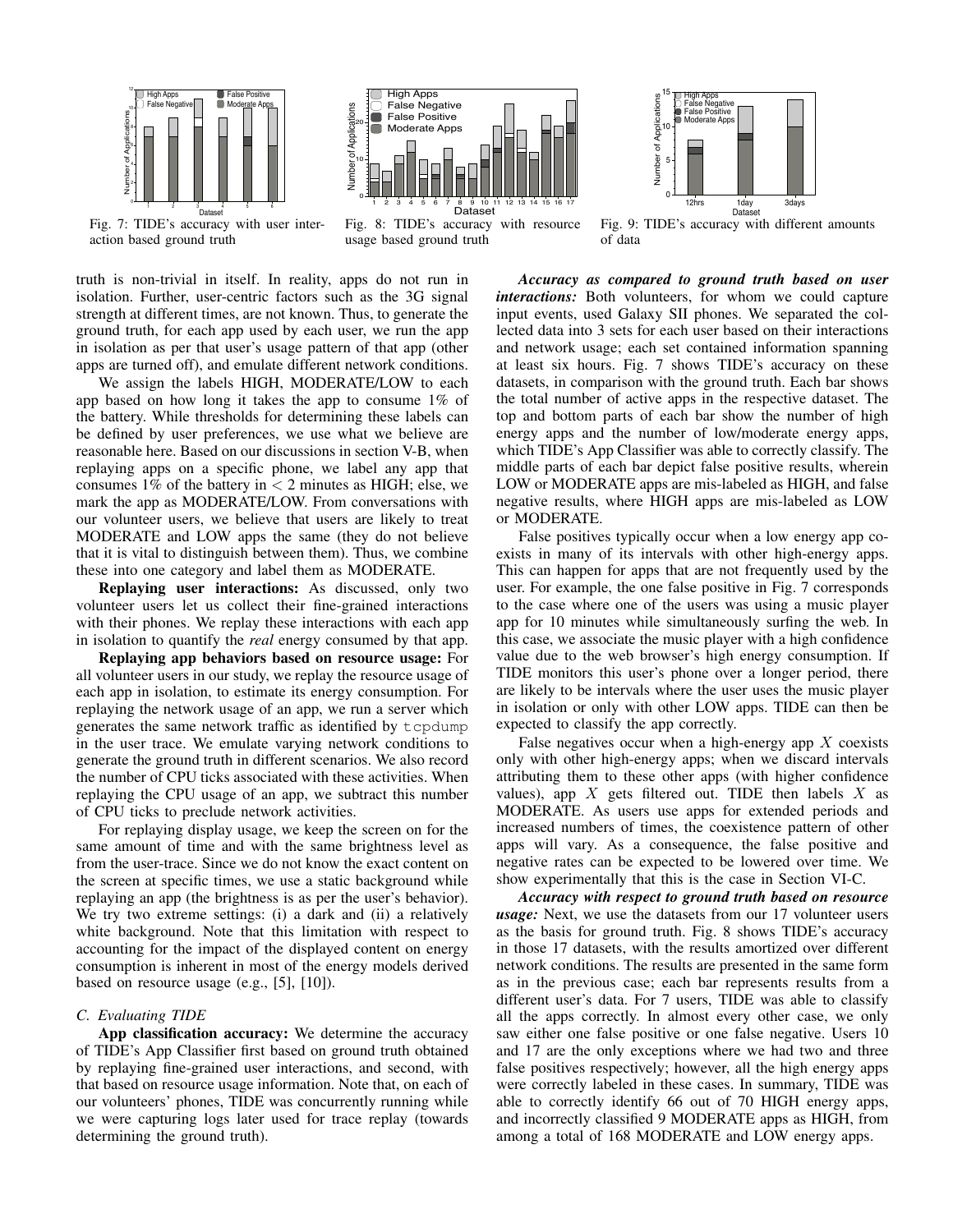High Apps
False Negative
False Positive
Moderate Apps
Number of Applications
Dataset
1 2 3 4 5 6

Fig. 7: TIDE's accuracy with user interaction based ground truth

High Apps
False Negative
False Positive
Moderate Apps
Number of Applications
Dataset
1 2 3 4 5 6 7 8 9 10 11 12 13 14 15 16 17

Fig. 8: TIDE's accuracy with resource usage based ground truth

High Apps
False Negative
False Positive
Moderate Apps
Number of Applications
Dataset
12hrs 1day 3days

Fig. 9: TIDE's accuracy with different amounts of data

truth is non-trivial in itself. In reality, apps do not run in isolation. Further, user-centric factors such as the 3G signal strength at different times, are not known. Thus, to generate the ground truth, for each app used by each user, we run the app in isolation as per that user's usage pattern of that app (other apps are turned off), and emulate different network conditions.

We assign the labels HIGH, MODERATE/LOW to each app based on how long it takes the app to consume 1% of the battery. While thresholds for determining these labels can be defined by user preferences, we use what we believe are reasonable here. Based on our discussions in section V-B, when replaying apps on a specific phone, we label any app that consumes 1% of the battery in $< 2$ minutes as HIGH; else, we mark the app as MODERATE/LOW. From conversations with our volunteer users, we believe that users are likely to treat MODERATE and LOW apps the same (they do not believe that it is vital to distinguish between them). Thus, we combine these into one category and label them as MODERATE.

**Replaying user interactions:** As discussed, only two volunteer users let us collect their fine-grained interactions with their phones. We replay these interactions with each app in isolation to quantify the *real* energy consumed by that app.

**Replaying app behaviors based on resource usage:** For all volunteer users in our study, we replay the resource usage of each app in isolation, to estimate its energy consumption. For replaying the network usage of an app, we run a server which generates the same network traffic as identified by `tcpdump` in the user trace. We emulate varying network conditions to generate the ground truth in different scenarios. We also record the number of CPU ticks associated with these activities. When replaying the CPU usage of an app, we subtract this number of CPU ticks to preclude network activities.

For replaying display usage, we keep the screen on for the same amount of time and with the same brightness level as from the user-trace. Since we do not know the exact content on the screen at specific times, we use a static background while replaying an app (the brightness is as per the user's behavior). We try two extreme settings: (i) a dark and (ii) a relatively white background. Note that this limitation with respect to accounting for the impact of the displayed content on energy consumption is inherent in most of the energy models derived based on resource usage (e.g., [5], [10]).

### C. Evaluating TIDE

**App classification accuracy:** We determine the accuracy of TIDE's App Classifier first based on ground truth obtained by replaying fine-grained user interactions, and second, with that based on resource usage information. Note that, on each of our volunteers' phones, TIDE was concurrently running while we were capturing logs later used for trace replay (towards determining the ground truth).

***Accuracy as compared to ground truth based on user interactions:*** Both volunteers, for whom we could capture input events, used Galaxy SII phones. We separated the collected data into 3 sets for each user based on their interactions and network usage; each set contained information spanning at least six hours. Fig. 7 shows TIDE's accuracy on these datasets, in comparison with the ground truth. Each bar shows the total number of active apps in the respective dataset. The top and bottom parts of each bar show the number of high energy apps and the number of low/moderate energy apps, which TIDE's App Classifier was able to correctly classify. The middle parts of each bar depict false positive results, wherein LOW or MODERATE apps are mis-labeled as HIGH, and false negative results, where HIGH apps are mis-labeled as LOW or MODERATE.

False positives typically occur when a low energy app coexists in many of its intervals with other high-energy apps. This can happen for apps that are not frequently used by the user. For example, the one false positive in Fig. 7 corresponds to the case where one of the users was using a music player app for 10 minutes while simultaneously surfing the web. In this case, we associate the music player with a high confidence value due to the web browser's high energy consumption. If TIDE monitors this user's phone over a longer period, there are likely to be intervals where the user uses the music player in isolation or only with other LOW apps. TIDE can then be expected to classify the app correctly.

False negatives occur when a high-energy app $X$ coexists only with other high-energy apps; when we discard intervals attributing them to these other apps (with higher confidence values), app $X$ gets filtered out. TIDE then labels $X$ as MODERATE. As users use apps for extended periods and increased numbers of times, the coexistence pattern of other apps will vary. As a consequence, the false positive and negative rates can be expected to be lowered over time. We show experimentally that this is the case in Section VI-C.

***Accuracy with respect to ground truth based on resource usage:*** Next, we use the datasets from our 17 volunteer users as the basis for ground truth. Fig. 8 shows TIDE's accuracy in those 17 datasets, with the results amortized over different network conditions. The results are presented in the same form as in the previous case; each bar represents results from a different user's data. For 7 users, TIDE was able to classify all the apps correctly. In almost every other case, we only saw either one false positive or one false negative. Users 10 and 17 are the only exceptions where we had two and three false positives respectively; however, all the high energy apps were correctly labeled in these cases. In summary, TIDE was able to correctly identify 66 out of 70 HIGH energy apps, and incorrectly classified 9 MODERATE apps as HIGH, from among a total of 168 MODERATE and LOW energy apps.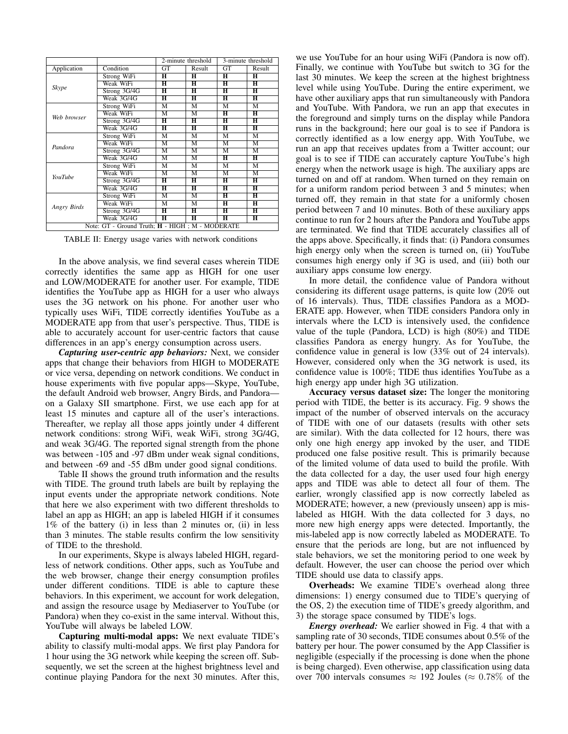| Application | Condition | 2-minute threshold | | 3-minute threshold | |
|---|---|---|---|---|---|
| | | GT | Result | GT | Result |
| *Skype* | Strong WiFi | **H** | **H** | **H** | **H** |
| | Weak WiFi | **H** | **H** | **H** | **H** |
| | Strong 3G/4G | **H** | **H** | **H** | **H** |
| | Weak 3G/4G | **H** | **H** | **H** | **H** |
| *Web browser* | Strong WiFi | M | M | M | M |
| | Weak WiFi | M | M | **H** | **H** |
| | Strong 3G/4G | **H** | **H** | **H** | **H** |
| | Weak 3G/4G | **H** | **H** | **H** | **H** |
| *Pandora* | Strong WiFi | M | M | M | M |
| | Weak WiFi | M | M | M | M |
| | Strong 3G/4G | M | M | M | M |
| | Weak 3G/4G | M | M | **H** | **H** |
| *YouTube* | Strong WiFi | M | M | M | M |
| | Weak WiFi | M | M | M | M |
| | Strong 3G/4G | **H** | **H** | **H** | **H** |
| | Weak 3G/4G | **H** | **H** | **H** | **H** |
| *Angry Birds* | Strong WiFi | M | M | **H** | **H** |
| | Weak WiFi | M | M | **H** | **H** |
| | Strong 3G/4G | **H** | **H** | **H** | **H** |
| | Weak 3G/4G | **H** | **H** | **H** | **H** |

Note: GT - Ground Truth; **H** - HIGH ; M - MODERATE

TABLE II: Energy usage varies with network conditions

In the above analysis, we find several cases wherein TIDE correctly identifies the same app as HIGH for one user and LOW/MODERATE for another user. For example, TIDE identifies the YouTube app as HIGH for a user who always uses the 3G network on his phone. For another user who typically uses WiFi, TIDE correctly identifies YouTube as a MODERATE app from that user's perspective. Thus, TIDE is able to accurately account for user-centric factors that cause differences in an app's energy consumption across users.

***Capturing user-centric app behaviors:*** Next, we consider apps that change their behaviors from HIGH to MODERATE or vice versa, depending on network conditions. We conduct in house experiments with five popular apps—Skype, YouTube, the default Android web browser, Angry Birds, and Pandora—on a Galaxy SII smartphone. First, we use each app for at least 15 minutes and capture all of the user's interactions. Thereafter, we replay all those apps jointly under 4 different network conditions: strong WiFi, weak WiFi, strong 3G/4G, and weak 3G/4G. The reported signal strength from the phone was between -105 and -97 dBm under weak signal conditions, and between -69 and -55 dBm under good signal conditions.

Table II shows the ground truth information and the results with TIDE. The ground truth labels are built by replaying the input events under the appropriate network conditions. Note that here we also experiment with two different thresholds to label an app as HIGH; an app is labeled HIGH if it consumes 1% of the battery (i) in less than 2 minutes or, (ii) in less than 3 minutes. The stable results confirm the low sensitivity of TIDE to the threshold.

In our experiments, Skype is always labeled HIGH, regardless of network conditions. Other apps, such as YouTube and the web browser, change their energy consumption profiles under different conditions. TIDE is able to capture these behaviors. In this experiment, we account for work delegation, and assign the resource usage by Mediaserver to YouTube (or Pandora) when they co-exist in the same interval. Without this, YouTube will always be labeled LOW.

**Capturing multi-modal apps:** We next evaluate TIDE's ability to classify multi-modal apps. We first play Pandora for 1 hour using the 3G network while keeping the screen off. Subsequently, we set the screen at the highest brightness level and continue playing Pandora for the next 30 minutes. After this, we use YouTube for an hour using WiFi (Pandora is now off). Finally, we continue with YouTube but switch to 3G for the last 30 minutes. We keep the screen at the highest brightness level while using YouTube. During the entire experiment, we have other auxiliary apps that run simultaneously with Pandora and YouTube. With Pandora, we run an app that executes in the foreground and simply turns on the display while Pandora runs in the background; here our goal is to see if Pandora is correctly identified as a low energy app. With YouTube, we run an app that receives updates from a Twitter account; our goal is to see if TIDE can accurately capture YouTube's high energy when the network usage is high. The auxiliary apps are turned on and off at random. When turned on they remain on for a uniform random period between 3 and 5 minutes; when turned off, they remain in that state for a uniformly chosen period between 7 and 10 minutes. Both of these auxiliary apps continue to run for 2 hours after the Pandora and YouTube apps are terminated. We find that TIDE accurately classifies all of the apps above. Specifically, it finds that: (i) Pandora consumes high energy only when the screen is turned on, (ii) YouTube consumes high energy only if 3G is used, and (iii) both our auxiliary apps consume low energy.

In more detail, the confidence value of Pandora without considering its different usage patterns, is quite low (20% out of 16 intervals). Thus, TIDE classifies Pandora as a MODERATE app. However, when TIDE considers Pandora only in intervals where the LCD is intensively used, the confidence value of the tuple (Pandora, LCD) is high (80%) and TIDE classifies Pandora as energy hungry. As for YouTube, the confidence value in general is low (33% out of 24 intervals). However, considered only when the 3G network is used, its confidence value is 100%; TIDE thus identifies YouTube as a high energy app under high 3G utilization.

**Accuracy versus dataset size:** The longer the monitoring period with TIDE, the better is its accuracy. Fig. 9 shows the impact of the number of observed intervals on the accuracy of TIDE with one of our datasets (results with other sets are similar). With the data collected for 12 hours, there was only one high energy app invoked by the user, and TIDE produced one false positive result. This is primarily because of the limited volume of data used to build the profile. With the data collected for a day, the user used four high energy apps and TIDE was able to detect all four of them. The earlier, wrongly classified app is now correctly labeled as MODERATE; however, a new (previously unseen) app is mislabeled as HIGH. With the data collected for 3 days, no more new high energy apps were detected. Importantly, the mis-labeled app is now correctly labeled as MODERATE. To ensure that the periods are long, but are not influenced by stale behaviors, we set the monitoring period to one week by default. However, the user can choose the period over which TIDE should use data to classify apps.

**Overheads:** We examine TIDE's overhead along three dimensions: 1) energy consumed due to TIDE's querying of the OS, 2) the execution time of TIDE's greedy algorithm, and 3) the storage space consumed by TIDE's logs.

***Energy overhead:*** We earlier showed in Fig. 4 that with a sampling rate of 30 seconds, TIDE consumes about 0.5% of the battery per hour. The power consumed by the App Classifier is negligible (especially if the processing is done when the phone is being charged). Even otherwise, app classification using data over 700 intervals consumes $\approx$ 192 Joules ($\approx 0.78\%$ of the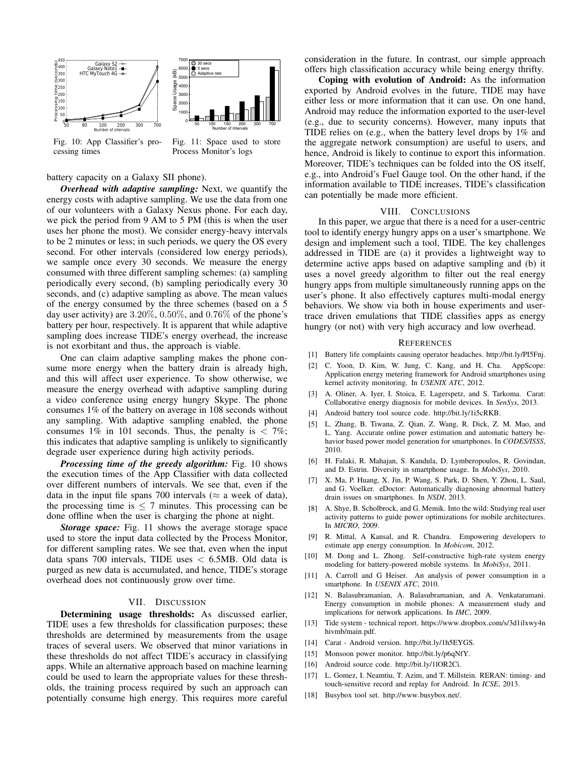Galaxy S2
Galaxy Note1
HTC MyTouch 4G
Processing time (seconds)
450
400
350
300
250
200
150
100
50
0
50 80 100 200 300 700
Number of intervals

Fig. 10: App Classifier's processing times

7000
6000
5000
4000
3000
2000
1000
0
Space Usage (kB)
30 secs
5 secs
Adaptive rate
50 100 150 200 300 700
Number of Intervals

Fig. 11: Space used to store Process Monitor's logs

battery capacity on a Galaxy SII phone).

***Overhead with adaptive sampling:*** Next, we quantify the energy costs with adaptive sampling. We use the data from one of our volunteers with a Galaxy Nexus phone. For each day, we pick the period from 9 AM to 5 PM (this is when the user uses her phone the most). We consider energy-heavy intervals to be 2 minutes or less; in such periods, we query the OS every second. For other intervals (considered low energy periods), we sample once every 30 seconds. We measure the energy consumed with three different sampling schemes: (a) sampling periodically every second, (b) sampling periodically every 30 seconds, and (c) adaptive sampling as above. The mean values of the energy consumed by the three schemes (based on a 5 day user activity) are $3.20\%$, $0.50\%$, and $0.76\%$ of the phone's battery per hour, respectively. It is apparent that while adaptive sampling does increase TIDE's energy overhead, the increase is not exorbitant and thus, the approach is viable.

One can claim adaptive sampling makes the phone consume more energy when the battery drain is already high, and this will affect user experience. To show otherwise, we measure the energy overhead with adaptive sampling during a video conference using energy hungry Skype. The phone consumes 1% of the battery on average in 108 seconds without any sampling. With adaptive sampling enabled, the phone consumes 1% in 101 seconds. Thus, the penalty is $< 7\%$; this indicates that adaptive sampling is unlikely to significantly degrade user experience during high activity periods.

***Processing time of the greedy algorithm:*** Fig. 10 shows the execution times of the App Classifier with data collected over different numbers of intervals. We see that, even if the data in the input file spans 700 intervals ($\approx$ a week of data), the processing time is $\leq 7$ minutes. This processing can be done offline when the user is charging the phone at night.

***Storage space:*** Fig. 11 shows the average storage space used to store the input data collected by the Process Monitor, for different sampling rates. We see that, even when the input data spans 700 intervals, TIDE uses $<$ 6.5MB. Old data is purged as new data is accumulated, and hence, TIDE's storage overhead does not continuously grow over time.

## VII. Discussion

**Determining usage thresholds:** As discussed earlier, TIDE uses a few thresholds for classification purposes; these thresholds are determined by measurements from the usage traces of several users. We observed that minor variations in these thresholds do not affect TIDE's accuracy in classifying apps. While an alternative approach based on machine learning could be used to learn the appropriate values for these thresholds, the training process required by such an approach can potentially consume high energy. This requires more careful consideration in the future. In contrast, our simple approach offers high classification accuracy while being energy thrifty.

**Coping with evolution of Android:** As the information exported by Android evolves in the future, TIDE may have either less or more information that it can use. On one hand, Android may reduce the information exported to the user-level (e.g., due to security concerns). However, many inputs that TIDE relies on (e.g., when the battery level drops by 1% and the aggregate network consumption) are useful to users, and hence, Android is likely to continue to export this information. Moreover, TIDE's techniques can be folded into the OS itself, e.g., into Android's Fuel Gauge tool. On the other hand, if the information available to TIDE increases, TIDE's classification can potentially be made more efficient.

## VIII. Conclusions

In this paper, we argue that there is a need for a user-centric tool to identify energy hungry apps on a user's smartphone. We design and implement such a tool, TIDE. The key challenges addressed in TIDE are (a) it provides a lightweight way to determine active apps based on adaptive sampling and (b) it uses a novel greedy algorithm to filter out the real energy hungry apps from multiple simultaneously running apps on the user's phone. It also effectively captures multi-modal energy behaviors. We show via both in house experiments and user-trace driven emulations that TIDE classifies apps as energy hungry (or not) with very high accuracy and low overhead.

## References

[1] Battery life complaints causing operator headaches. http://bit.ly/PI5Fnj.

[2] C. Yoon, D. Kim, W. Jung, C. Kang, and H. Cha. AppScope: Application energy metering framework for Android smartphones using kernel activity monitoring. In *USENIX ATC*, 2012.

[3] A. Oliner, A. Iyer, I. Stoica, E. Lagerspetz, and S. Tarkoma. Carat: Collaborative energy diagnosis for mobile devices. In *SenSys*, 2013.

[4] Android battery tool source code. http://bit.ly/1i5cRKB.

[5] L. Zhang, B. Tiwana, Z. Qian, Z. Wang, R. Dick, Z. M. Mao, and L. Yang. Accurate online power estimation and automatic battery behavior based power model generation for smartphones. In *CODES/ISSS*, 2010.

[6] H. Falaki, R. Mahajan, S. Kandula, D. Lymberopoulos, R. Govindan, and D. Estrin. Diversity in smartphone usage. In *MobiSys*, 2010.

[7] X. Ma, P. Huang, X. Jin, P. Wang, S. Park, D. Shen, Y. Zhou, L. Saul, and G. Voelker. eDoctor: Automatically diagnosing abnormal battery drain issues on smartphones. In *NSDI*, 2013.

[8] A. Shye, B. Scholbrock, and G. Memik. Into the wild: Studying real user activity patterns to guide power optimizations for mobile architectures. In *MICRO*, 2009.

[9] R. Mittal, A Kansal, and R. Chandra. Empowering developers to estimate app energy consumption. In *Mobicom*, 2012.

[10] M. Dong and L. Zhong. Self-constructive high-rate system energy modeling for battery-powered mobile systems. In *MobiSys*, 2011.

[11] A. Carroll and G Heiser. An analysis of power consumption in a smartphone. In *USENIX ATC*, 2010.

[12] N. Balasubramanian, A. Balasubramanian, and A. Venkataramani. Energy consumption in mobile phones: A measurement study and implications for network applications. In *IMC*, 2009.

[13] Tide system - technical report. https://www.dropbox.com/s/3d1ilxwy4nhivmb/main.pdf.

[14] Carat - Android version. http://bit.ly/1h5EYGS.

[15] Monsoon power monitor. http://bit.ly/p6qNfY.

[16] Android source code. http://bit.ly/1lOR2Ci.

[17] L. Gomez, I. Neamtiu, T. Azim, and T. Millstein. RERAN: timing- and touch-sensitive record and replay for Android. In *ICSE*, 2013.

[18] Busybox tool set. http://www.busybox.net/.